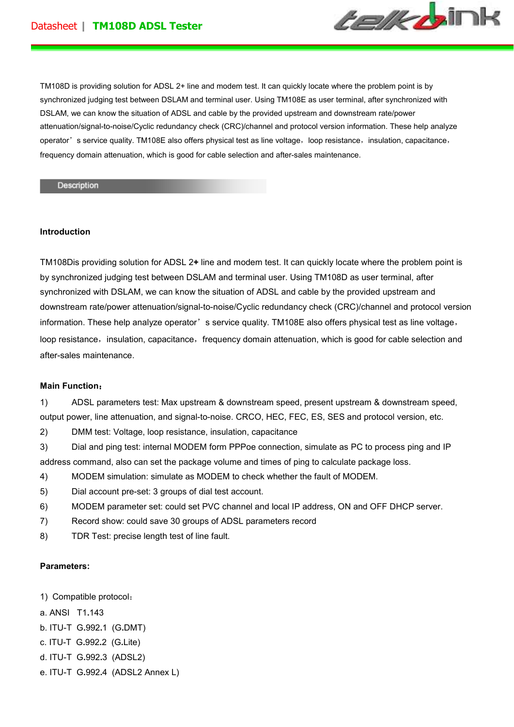TM108D is providing solution for ADSL 2+ line and modem test. It can quickly locate where the problem point is by synchronized judging test between DSLAM and terminal user. Using TM108E as user terminal, after synchronized with DSLAM, we can know the situation of ADSL and cable by the provided upstream and downstream rate/power attenuation/signal-to-noise/Cyclic redundancy check (CRC)/channel and protocol version information. These help analyze operator's service quality. TM108E also offers physical test as line voltage, loop resistance, insulation, capacitance, frequency domain attenuation, which is good for cable selection and after-sales maintenance.

## Description

### Introduction

TM108Dis providing solution for ADSL 2+ line and modem test. It can quickly locate where the problem point is by synchronized judging test between DSLAM and terminal user. Using TM108D as user terminal, after synchronized with DSLAM, we can know the situation of ADSL and cable by the provided upstream and downstream rate/power attenuation/signal-to-noise/Cyclic redundancy check (CRC)/channel and protocol version information. These help analyze operator's service quality. TM108E also offers physical test as line voltage, loop resistance, insulation, capacitance, frequency domain attenuation, which is good for cable selection and after-sales maintenance.

### Main Function:

1) ADSL parameters test: Max upstream & downstream speed, present upstream & downstream speed, output power, line attenuation, and signal-to-noise. CRCO, HEC, FEC, ES, SES and protocol version, etc.
2) DMM test: Voltage, loop resistance, insulation, capacitance
3) Dial and ping test: internal MODEM form PPPoe connection, simulate as PC to process ping and IP address command, also can set the package volume and times of ping to calculate package loss.
4) MODEM simulation: simulate as MODEM to check whether the fault of MODEM.
5) Dial account pre-set: 3 groups of dial test account.
6) MODEM parameter set: could set PVC channel and local IP address, ON and OFF DHCP server.
7) Record show: could save 30 groups of ADSL parameters record
8) TDR Test: precise length test of line fault.

### Parameters:

1) Compatible protocol:

a. ANSI T1.143
b. ITU-T G.992.1 (G.DMT)
c. ITU-T G.992.2 (G.Lite)
d. ITU-T G.992.3 (ADSL2)
e. ITU-T G.992.4 (ADSL2 Annex L)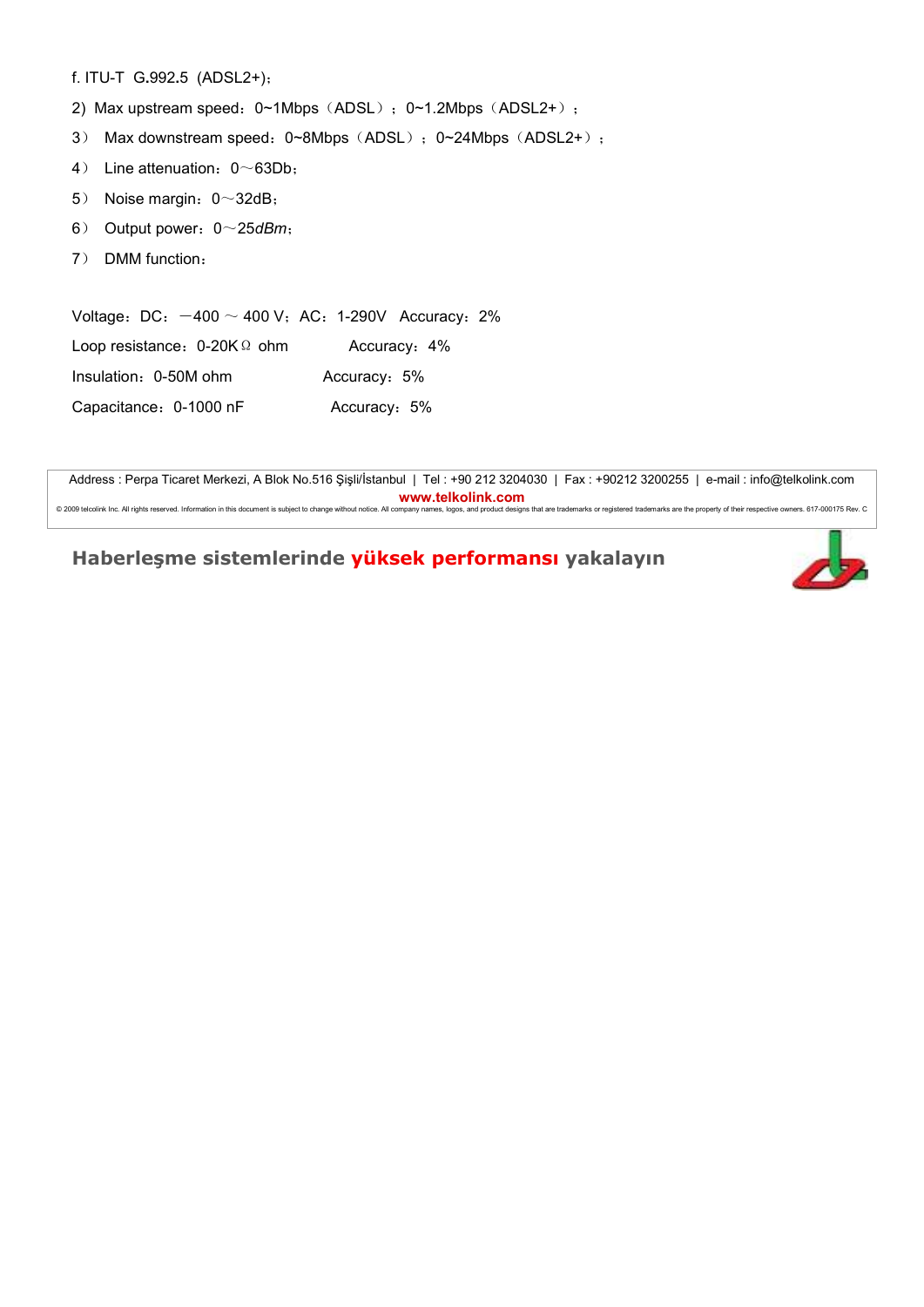f. ITU-T G.992.5 (ADSL2+);

2) Max upstream speed：0~1Mbps（ADSL）；0~1.2Mbps（ADSL2+）；

3） Max downstream speed：0~8Mbps（ADSL）；0~24Mbps（ADSL2+）；

4） Line attenuation：0～63Db；

5） Noise margin：0～32dB；

6） Output power：0～25*dBm*；

7） DMM function：

| | |
|---|---|
| Voltage：DC：－400 ～ 400 V；AC：1-290V | Accuracy：2% |
| Loop resistance：0-20KΩ ohm | Accuracy：4% |
| Insulation：0-50M ohm | Accuracy：5% |
| Capacitance：0-1000 nF | Accuracy：5% |

Address : Perpa Ticaret Merkezi, A Blok No.516 Şişli/İstanbul | Tel : +90 212 3204030 | Fax : +90212 3200255 | e-mail : info@telkolink.com

**www.telkolink.com**

© 2009 telcolink Inc. All rights reserved. Information in this document is subject to change without notice. All company names, logos, and product designs that are trademarks or registered trademarks are the property of their respective owners. 617-000175 Rev. C

**Haberleşme sistemlerinde yüksek performansı yakalayın**